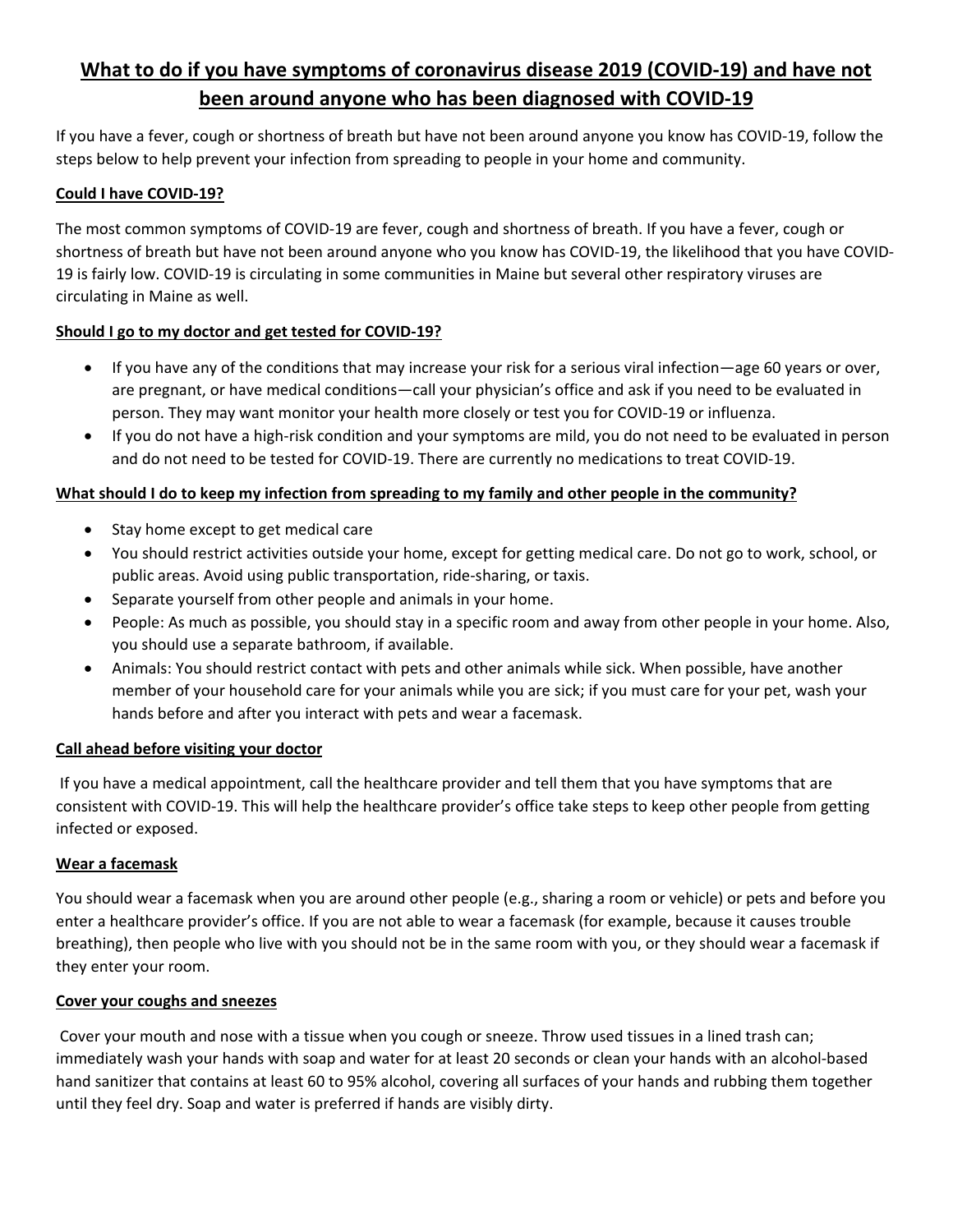# What to do if you have symptoms of coronavirus disease 2019 (COVID-19) and have not been around anyone who has been diagnosed with COVID-19

If you have a fever, cough or shortness of breath but have not been around anyone you know has COVID-19, follow the steps below to help prevent your infection from spreading to people in your home and community.

## Could I have COVID-19?

The most common symptoms of COVID-19 are fever, cough and shortness of breath. If you have a fever, cough or shortness of breath but have not been around anyone who you know has COVID-19, the likelihood that you have COVID-19 is fairly low. COVID-19 is circulating in some communities in Maine but several other respiratory viruses are circulating in Maine as well.

## Should I go to my doctor and get tested for COVID-19?

- If you have any of the conditions that may increase your risk for a serious viral infection—age 60 years or over, are pregnant, or have medical conditions—call your physician's office and ask if you need to be evaluated in person. They may want monitor your health more closely or test you for COVID-19 or influenza.
- If you do not have a high-risk condition and your symptoms are mild, you do not need to be evaluated in person and do not need to be tested for COVID-19. There are currently no medications to treat COVID-19.

## What should I do to keep my infection from spreading to my family and other people in the community?

- Stay home except to get medical care
- You should restrict activities outside your home, except for getting medical care. Do not go to work, school, or public areas. Avoid using public transportation, ride-sharing, or taxis.
- Separate yourself from other people and animals in your home.
- People: As much as possible, you should stay in a specific room and away from other people in your home. Also, you should use a separate bathroom, if available.
- Animals: You should restrict contact with pets and other animals while sick. When possible, have another member of your household care for your animals while you are sick; if you must care for your pet, wash your hands before and after you interact with pets and wear a facemask.

## Call ahead before visiting your doctor

If you have a medical appointment, call the healthcare provider and tell them that you have symptoms that are consistent with COVID-19. This will help the healthcare provider's office take steps to keep other people from getting infected or exposed.

## Wear a facemask

You should wear a facemask when you are around other people (e.g., sharing a room or vehicle) or pets and before you enter a healthcare provider's office. If you are not able to wear a facemask (for example, because it causes trouble breathing), then people who live with you should not be in the same room with you, or they should wear a facemask if they enter your room.

## Cover your coughs and sneezes

Cover your mouth and nose with a tissue when you cough or sneeze. Throw used tissues in a lined trash can; immediately wash your hands with soap and water for at least 20 seconds or clean your hands with an alcohol-based hand sanitizer that contains at least 60 to 95% alcohol, covering all surfaces of your hands and rubbing them together until they feel dry. Soap and water is preferred if hands are visibly dirty.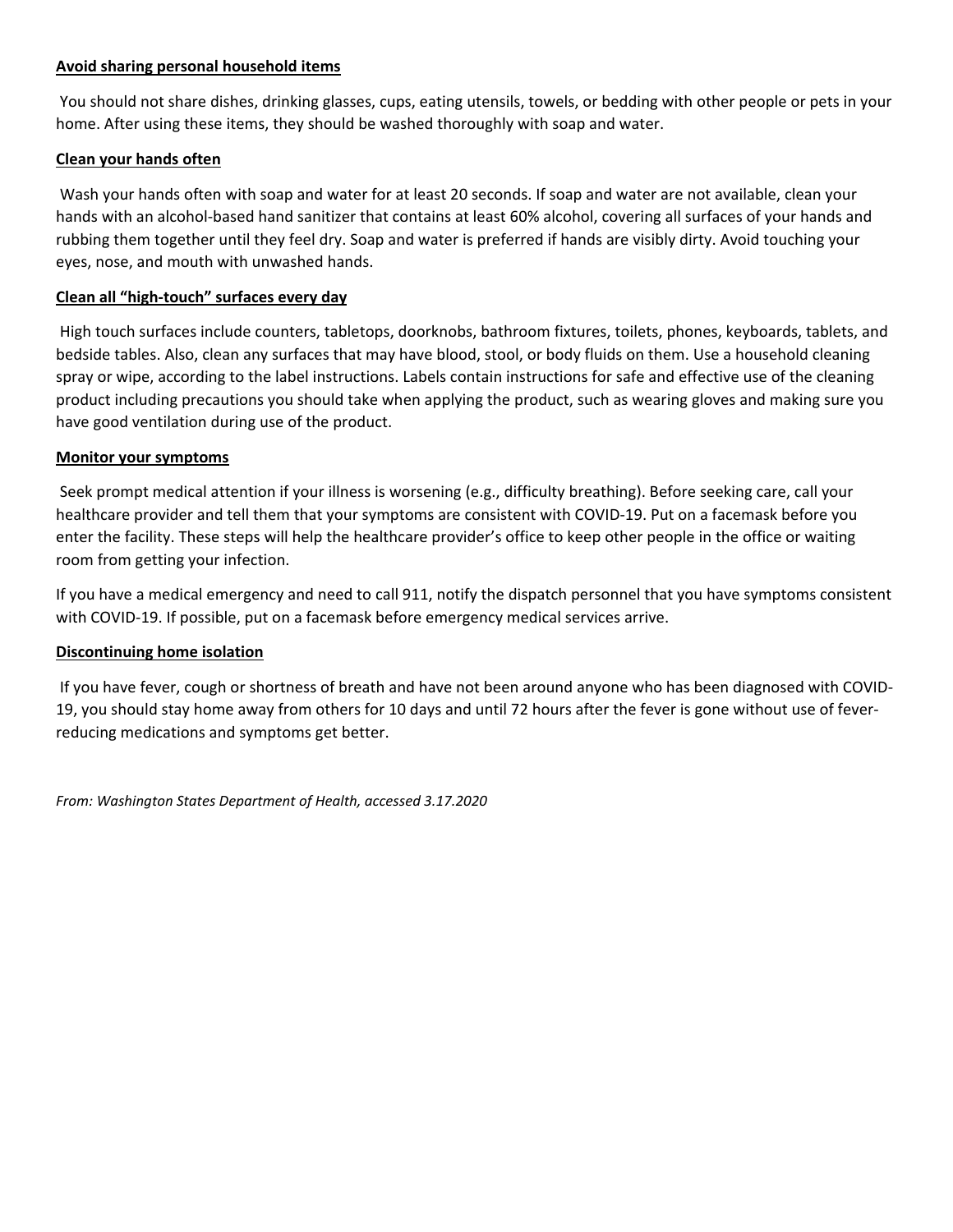**Avoid sharing personal household items**

You should not share dishes, drinking glasses, cups, eating utensils, towels, or bedding with other people or pets in your home. After using these items, they should be washed thoroughly with soap and water.

**Clean your hands often**

Wash your hands often with soap and water for at least 20 seconds. If soap and water are not available, clean your hands with an alcohol-based hand sanitizer that contains at least 60% alcohol, covering all surfaces of your hands and rubbing them together until they feel dry. Soap and water is preferred if hands are visibly dirty. Avoid touching your eyes, nose, and mouth with unwashed hands.

**Clean all "high-touch" surfaces every day**

High touch surfaces include counters, tabletops, doorknobs, bathroom fixtures, toilets, phones, keyboards, tablets, and bedside tables. Also, clean any surfaces that may have blood, stool, or body fluids on them. Use a household cleaning spray or wipe, according to the label instructions. Labels contain instructions for safe and effective use of the cleaning product including precautions you should take when applying the product, such as wearing gloves and making sure you have good ventilation during use of the product.

**Monitor your symptoms**

Seek prompt medical attention if your illness is worsening (e.g., difficulty breathing). Before seeking care, call your healthcare provider and tell them that your symptoms are consistent with COVID-19. Put on a facemask before you enter the facility. These steps will help the healthcare provider's office to keep other people in the office or waiting room from getting your infection.

If you have a medical emergency and need to call 911, notify the dispatch personnel that you have symptoms consistent with COVID-19. If possible, put on a facemask before emergency medical services arrive.

**Discontinuing home isolation**

If you have fever, cough or shortness of breath and have not been around anyone who has been diagnosed with COVID-19, you should stay home away from others for 10 days and until 72 hours after the fever is gone without use of fever-reducing medications and symptoms get better.

*From: Washington States Department of Health, accessed 3.17.2020*